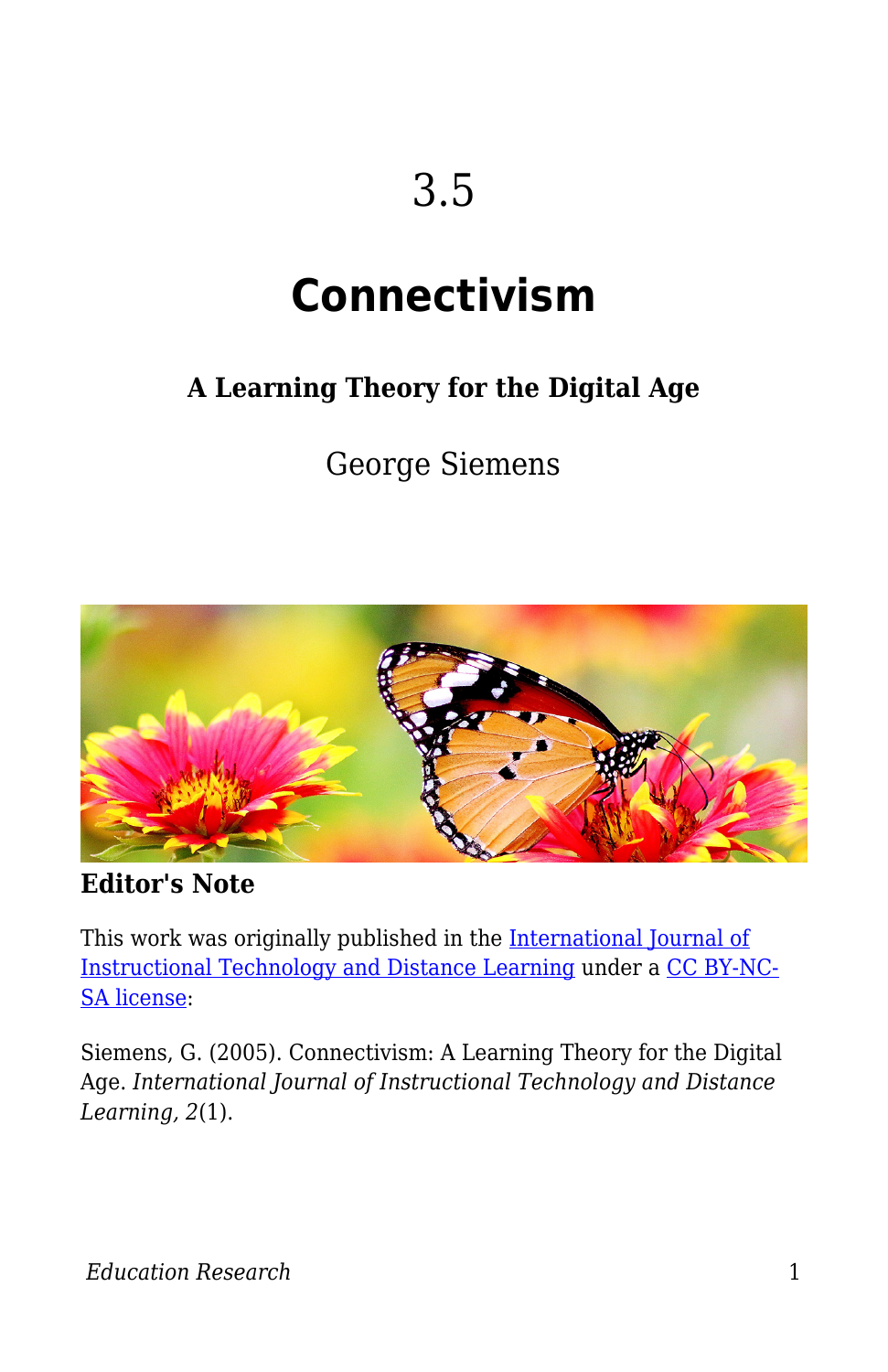# 3.5

# Connectivism

### A Learning Theory for the Digital Age

George Siemens

**Editor's Note**

This work was originally published in the International Journal of Instructional Technology and Distance Learning under a CC BY-NC-SA license:

Siemens, G. (2005). Connectivism: A Learning Theory for the Digital Age. *International Journal of Instructional Technology and Distance Learning, 2*(1).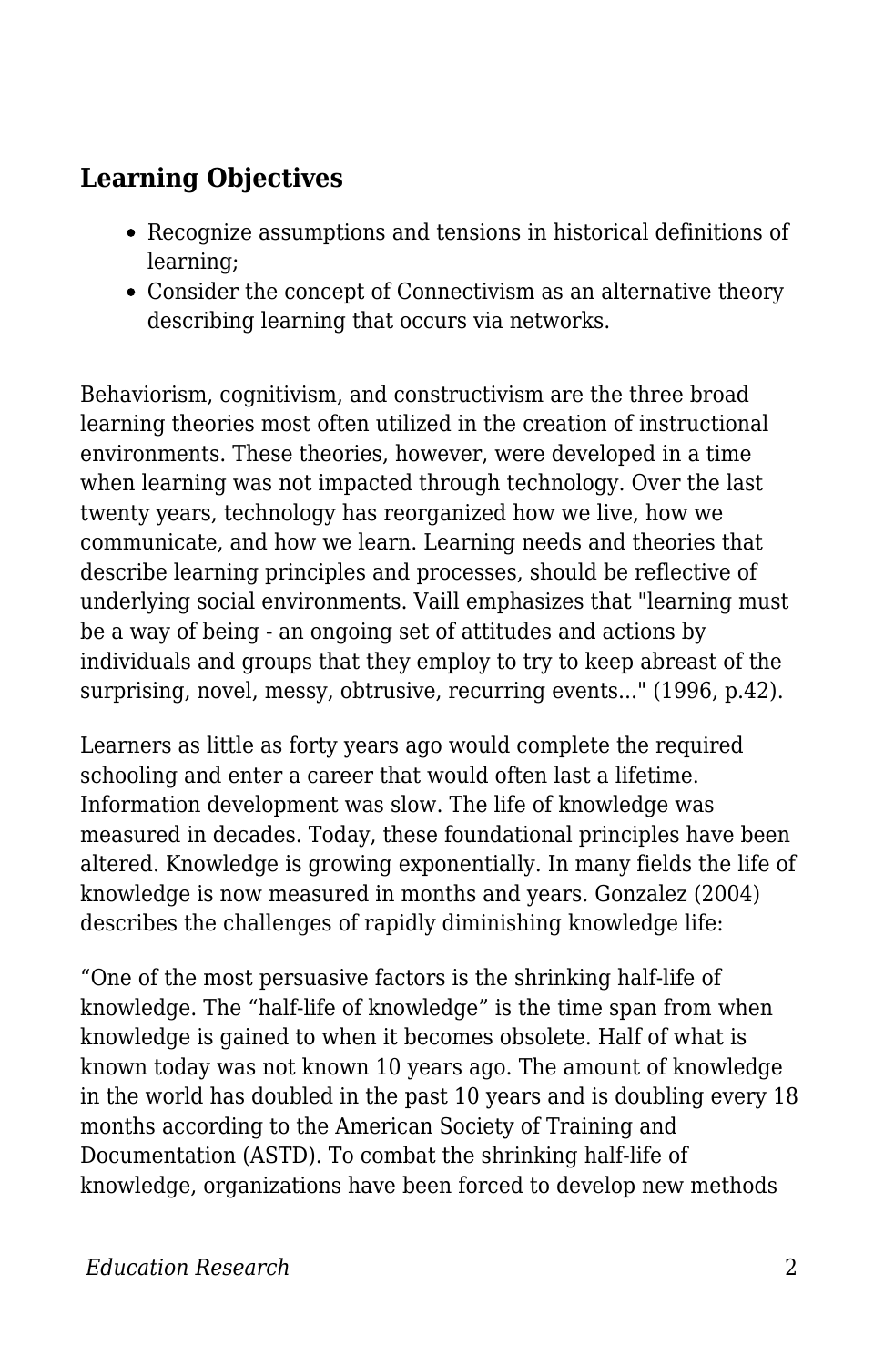## Learning Objectives

- Recognize assumptions and tensions in historical definitions of learning;
- Consider the concept of Connectivism as an alternative theory describing learning that occurs via networks.

Behaviorism, cognitivism, and constructivism are the three broad learning theories most often utilized in the creation of instructional environments. These theories, however, were developed in a time when learning was not impacted through technology. Over the last twenty years, technology has reorganized how we live, how we communicate, and how we learn. Learning needs and theories that describe learning principles and processes, should be reflective of underlying social environments. Vaill emphasizes that "learning must be a way of being - an ongoing set of attitudes and actions by individuals and groups that they employ to try to keep abreast of the surprising, novel, messy, obtrusive, recurring events..." (1996, p.42).

Learners as little as forty years ago would complete the required schooling and enter a career that would often last a lifetime. Information development was slow. The life of knowledge was measured in decades. Today, these foundational principles have been altered. Knowledge is growing exponentially. In many fields the life of knowledge is now measured in months and years. Gonzalez (2004) describes the challenges of rapidly diminishing knowledge life:

“One of the most persuasive factors is the shrinking half-life of knowledge. The “half-life of knowledge” is the time span from when knowledge is gained to when it becomes obsolete. Half of what is known today was not known 10 years ago. The amount of knowledge in the world has doubled in the past 10 years and is doubling every 18 months according to the American Society of Training and Documentation (ASTD). To combat the shrinking half-life of knowledge, organizations have been forced to develop new methods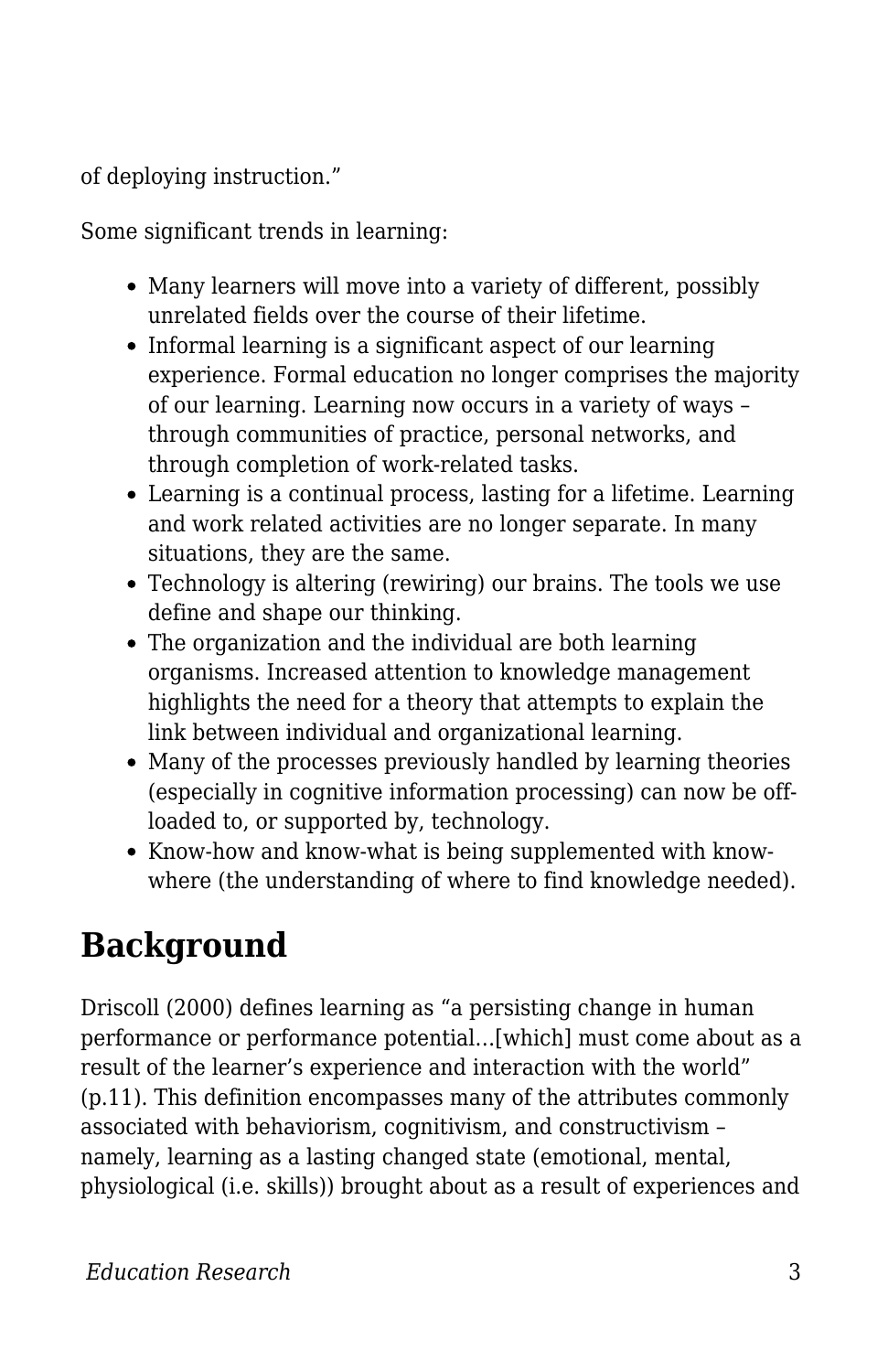of deploying instruction."

Some significant trends in learning:

- Many learners will move into a variety of different, possibly unrelated fields over the course of their lifetime.
- Informal learning is a significant aspect of our learning experience. Formal education no longer comprises the majority of our learning. Learning now occurs in a variety of ways – through communities of practice, personal networks, and through completion of work-related tasks.
- Learning is a continual process, lasting for a lifetime. Learning and work related activities are no longer separate. In many situations, they are the same.
- Technology is altering (rewiring) our brains. The tools we use define and shape our thinking.
- The organization and the individual are both learning organisms. Increased attention to knowledge management highlights the need for a theory that attempts to explain the link between individual and organizational learning.
- Many of the processes previously handled by learning theories (especially in cognitive information processing) can now be off-loaded to, or supported by, technology.
- Know-how and know-what is being supplemented with know-where (the understanding of where to find knowledge needed).

## Background

Driscoll (2000) defines learning as "a persisting change in human performance or performance potential…[which] must come about as a result of the learner's experience and interaction with the world" (p.11). This definition encompasses many of the attributes commonly associated with behaviorism, cognitivism, and constructivism – namely, learning as a lasting changed state (emotional, mental, physiological (i.e. skills)) brought about as a result of experiences and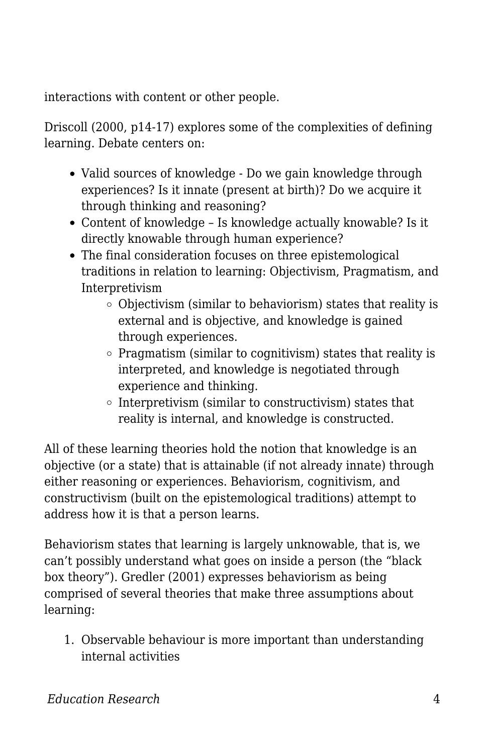interactions with content or other people.

Driscoll (2000, p14-17) explores some of the complexities of defining learning. Debate centers on:

- Valid sources of knowledge - Do we gain knowledge through experiences? Is it innate (present at birth)? Do we acquire it through thinking and reasoning?
- Content of knowledge – Is knowledge actually knowable? Is it directly knowable through human experience?
- The final consideration focuses on three epistemological traditions in relation to learning: Objectivism, Pragmatism, and Interpretivism
  - Objectivism (similar to behaviorism) states that reality is external and is objective, and knowledge is gained through experiences.
  - Pragmatism (similar to cognitivism) states that reality is interpreted, and knowledge is negotiated through experience and thinking.
  - Interpretivism (similar to constructivism) states that reality is internal, and knowledge is constructed.

All of these learning theories hold the notion that knowledge is an objective (or a state) that is attainable (if not already innate) through either reasoning or experiences. Behaviorism, cognitivism, and constructivism (built on the epistemological traditions) attempt to address how it is that a person learns.

Behaviorism states that learning is largely unknowable, that is, we can't possibly understand what goes on inside a person (the "black box theory"). Gredler (2001) expresses behaviorism as being comprised of several theories that make three assumptions about learning:

1. Observable behaviour is more important than understanding internal activities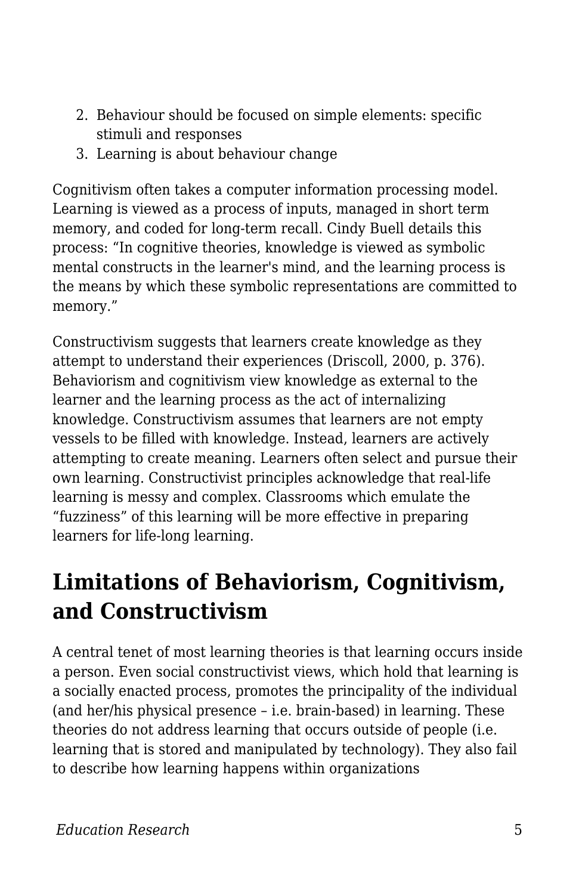2. Behaviour should be focused on simple elements: specific stimuli and responses
3. Learning is about behaviour change

Cognitivism often takes a computer information processing model. Learning is viewed as a process of inputs, managed in short term memory, and coded for long-term recall. Cindy Buell details this process: "In cognitive theories, knowledge is viewed as symbolic mental constructs in the learner's mind, and the learning process is the means by which these symbolic representations are committed to memory."

Constructivism suggests that learners create knowledge as they attempt to understand their experiences (Driscoll, 2000, p. 376). Behaviorism and cognitivism view knowledge as external to the learner and the learning process as the act of internalizing knowledge. Constructivism assumes that learners are not empty vessels to be filled with knowledge. Instead, learners are actively attempting to create meaning. Learners often select and pursue their own learning. Constructivist principles acknowledge that real-life learning is messy and complex. Classrooms which emulate the "fuzziness" of this learning will be more effective in preparing learners for life-long learning.

## Limitations of Behaviorism, Cognitivism, and Constructivism

A central tenet of most learning theories is that learning occurs inside a person. Even social constructivist views, which hold that learning is a socially enacted process, promotes the principality of the individual (and her/his physical presence – i.e. brain-based) in learning. These theories do not address learning that occurs outside of people (i.e. learning that is stored and manipulated by technology). They also fail to describe how learning happens within organizations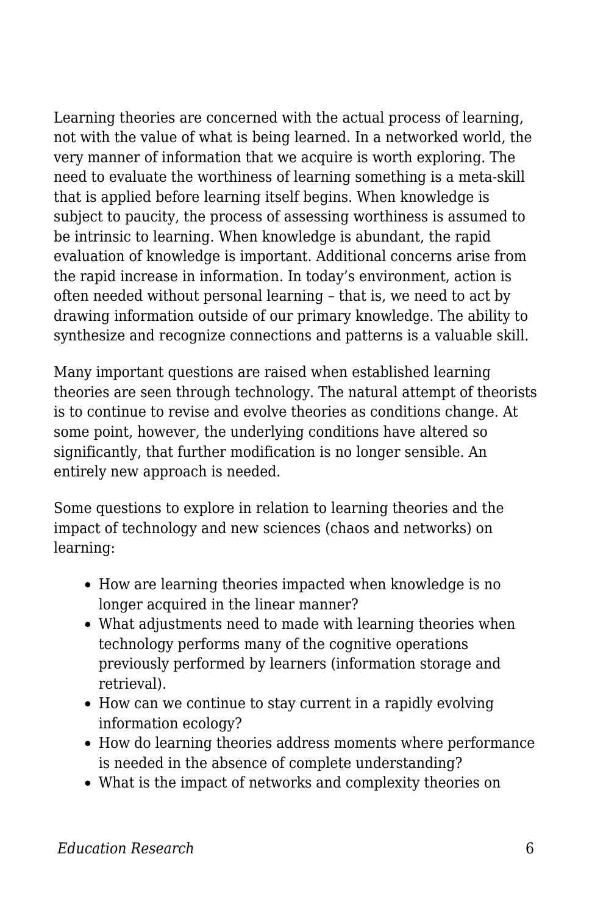Learning theories are concerned with the actual process of learning, not with the value of what is being learned. In a networked world, the very manner of information that we acquire is worth exploring. The need to evaluate the worthiness of learning something is a meta-skill that is applied before learning itself begins. When knowledge is subject to paucity, the process of assessing worthiness is assumed to be intrinsic to learning. When knowledge is abundant, the rapid evaluation of knowledge is important. Additional concerns arise from the rapid increase in information. In today's environment, action is often needed without personal learning – that is, we need to act by drawing information outside of our primary knowledge. The ability to synthesize and recognize connections and patterns is a valuable skill.

Many important questions are raised when established learning theories are seen through technology. The natural attempt of theorists is to continue to revise and evolve theories as conditions change. At some point, however, the underlying conditions have altered so significantly, that further modification is no longer sensible. An entirely new approach is needed.

Some questions to explore in relation to learning theories and the impact of technology and new sciences (chaos and networks) on learning:

- How are learning theories impacted when knowledge is no longer acquired in the linear manner?
- What adjustments need to made with learning theories when technology performs many of the cognitive operations previously performed by learners (information storage and retrieval).
- How can we continue to stay current in a rapidly evolving information ecology?
- How do learning theories address moments where performance is needed in the absence of complete understanding?
- What is the impact of networks and complexity theories on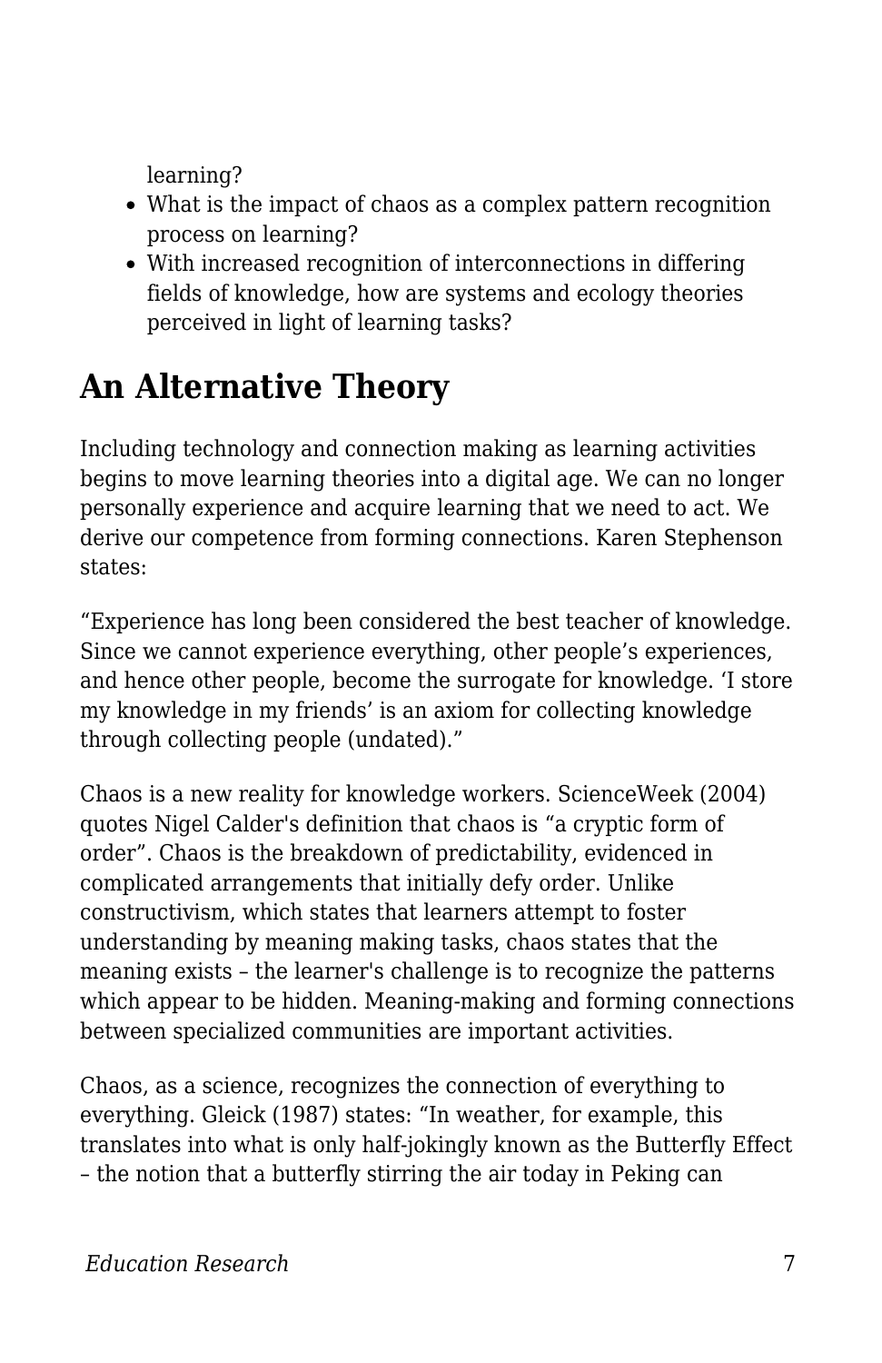learning?

- What is the impact of chaos as a complex pattern recognition process on learning?
- With increased recognition of interconnections in differing fields of knowledge, how are systems and ecology theories perceived in light of learning tasks?

## An Alternative Theory

Including technology and connection making as learning activities begins to move learning theories into a digital age. We can no longer personally experience and acquire learning that we need to act. We derive our competence from forming connections. Karen Stephenson states:

"Experience has long been considered the best teacher of knowledge. Since we cannot experience everything, other people's experiences, and hence other people, become the surrogate for knowledge. 'I store my knowledge in my friends' is an axiom for collecting knowledge through collecting people (undated)."

Chaos is a new reality for knowledge workers. ScienceWeek (2004) quotes Nigel Calder's definition that chaos is "a cryptic form of order". Chaos is the breakdown of predictability, evidenced in complicated arrangements that initially defy order. Unlike constructivism, which states that learners attempt to foster understanding by meaning making tasks, chaos states that the meaning exists – the learner's challenge is to recognize the patterns which appear to be hidden. Meaning-making and forming connections between specialized communities are important activities.

Chaos, as a science, recognizes the connection of everything to everything. Gleick (1987) states: "In weather, for example, this translates into what is only half-jokingly known as the Butterfly Effect – the notion that a butterfly stirring the air today in Peking can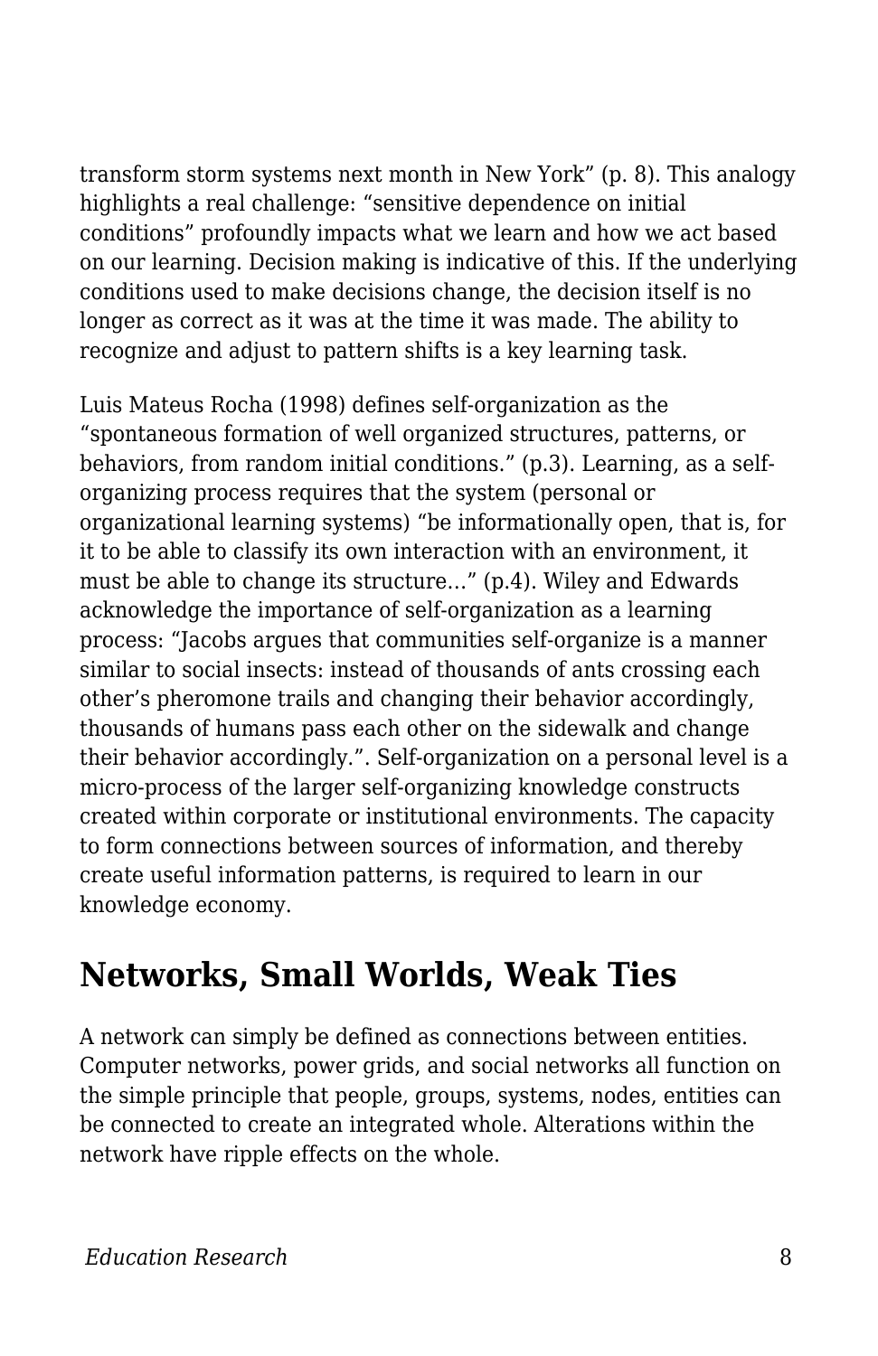transform storm systems next month in New York" (p. 8). This analogy highlights a real challenge: "sensitive dependence on initial conditions" profoundly impacts what we learn and how we act based on our learning. Decision making is indicative of this. If the underlying conditions used to make decisions change, the decision itself is no longer as correct as it was at the time it was made. The ability to recognize and adjust to pattern shifts is a key learning task.

Luis Mateus Rocha (1998) defines self-organization as the "spontaneous formation of well organized structures, patterns, or behaviors, from random initial conditions." (p.3). Learning, as a self-organizing process requires that the system (personal or organizational learning systems) "be informationally open, that is, for it to be able to classify its own interaction with an environment, it must be able to change its structure…" (p.4). Wiley and Edwards acknowledge the importance of self-organization as a learning process: "Jacobs argues that communities self-organize is a manner similar to social insects: instead of thousands of ants crossing each other's pheromone trails and changing their behavior accordingly, thousands of humans pass each other on the sidewalk and change their behavior accordingly.". Self-organization on a personal level is a micro-process of the larger self-organizing knowledge constructs created within corporate or institutional environments. The capacity to form connections between sources of information, and thereby create useful information patterns, is required to learn in our knowledge economy.

## Networks, Small Worlds, Weak Ties

A network can simply be defined as connections between entities. Computer networks, power grids, and social networks all function on the simple principle that people, groups, systems, nodes, entities can be connected to create an integrated whole. Alterations within the network have ripple effects on the whole.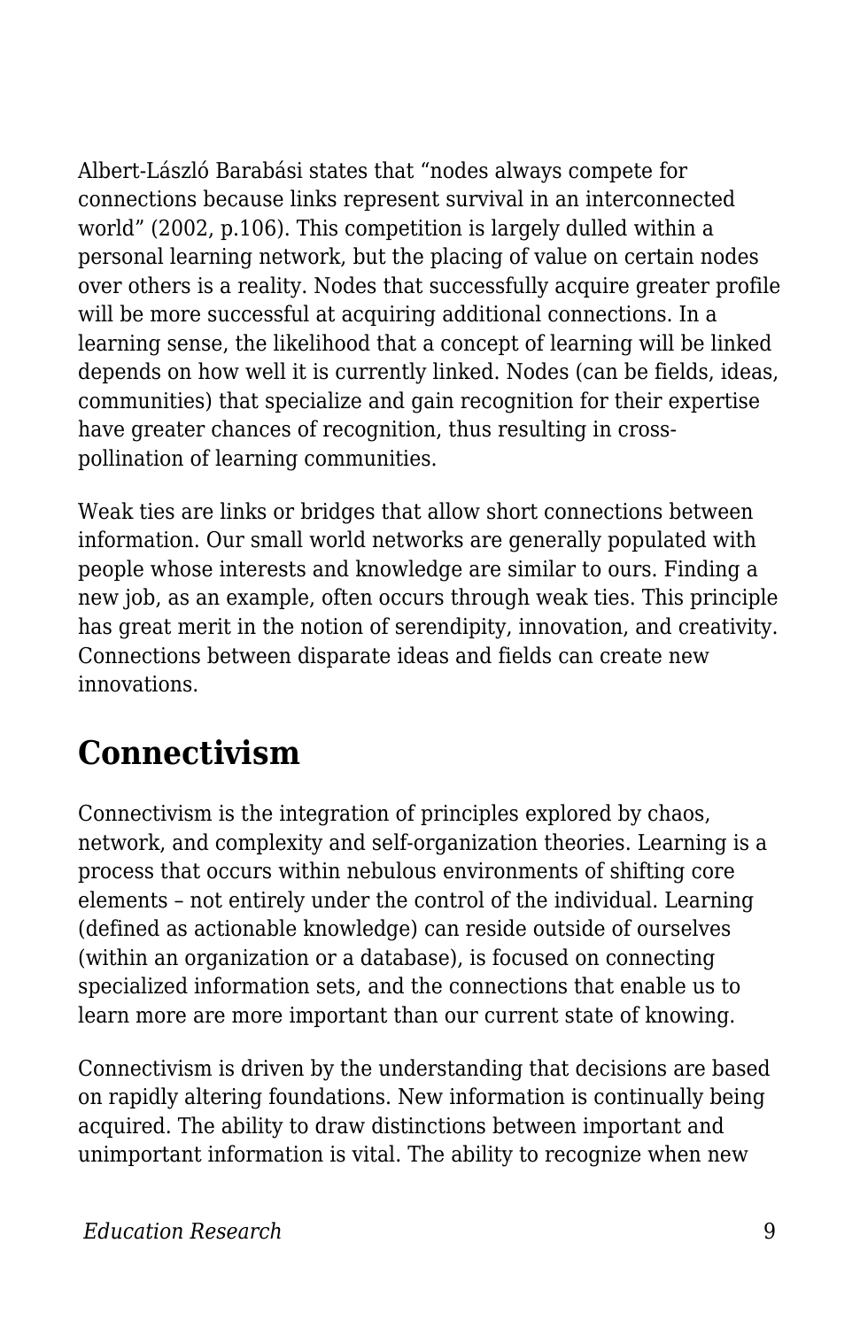Albert-László Barabási states that "nodes always compete for connections because links represent survival in an interconnected world" (2002, p.106). This competition is largely dulled within a personal learning network, but the placing of value on certain nodes over others is a reality. Nodes that successfully acquire greater profile will be more successful at acquiring additional connections. In a learning sense, the likelihood that a concept of learning will be linked depends on how well it is currently linked. Nodes (can be fields, ideas, communities) that specialize and gain recognition for their expertise have greater chances of recognition, thus resulting in cross-pollination of learning communities.

Weak ties are links or bridges that allow short connections between information. Our small world networks are generally populated with people whose interests and knowledge are similar to ours. Finding a new job, as an example, often occurs through weak ties. This principle has great merit in the notion of serendipity, innovation, and creativity. Connections between disparate ideas and fields can create new innovations.

## Connectivism

Connectivism is the integration of principles explored by chaos, network, and complexity and self-organization theories. Learning is a process that occurs within nebulous environments of shifting core elements – not entirely under the control of the individual. Learning (defined as actionable knowledge) can reside outside of ourselves (within an organization or a database), is focused on connecting specialized information sets, and the connections that enable us to learn more are more important than our current state of knowing.

Connectivism is driven by the understanding that decisions are based on rapidly altering foundations. New information is continually being acquired. The ability to draw distinctions between important and unimportant information is vital. The ability to recognize when new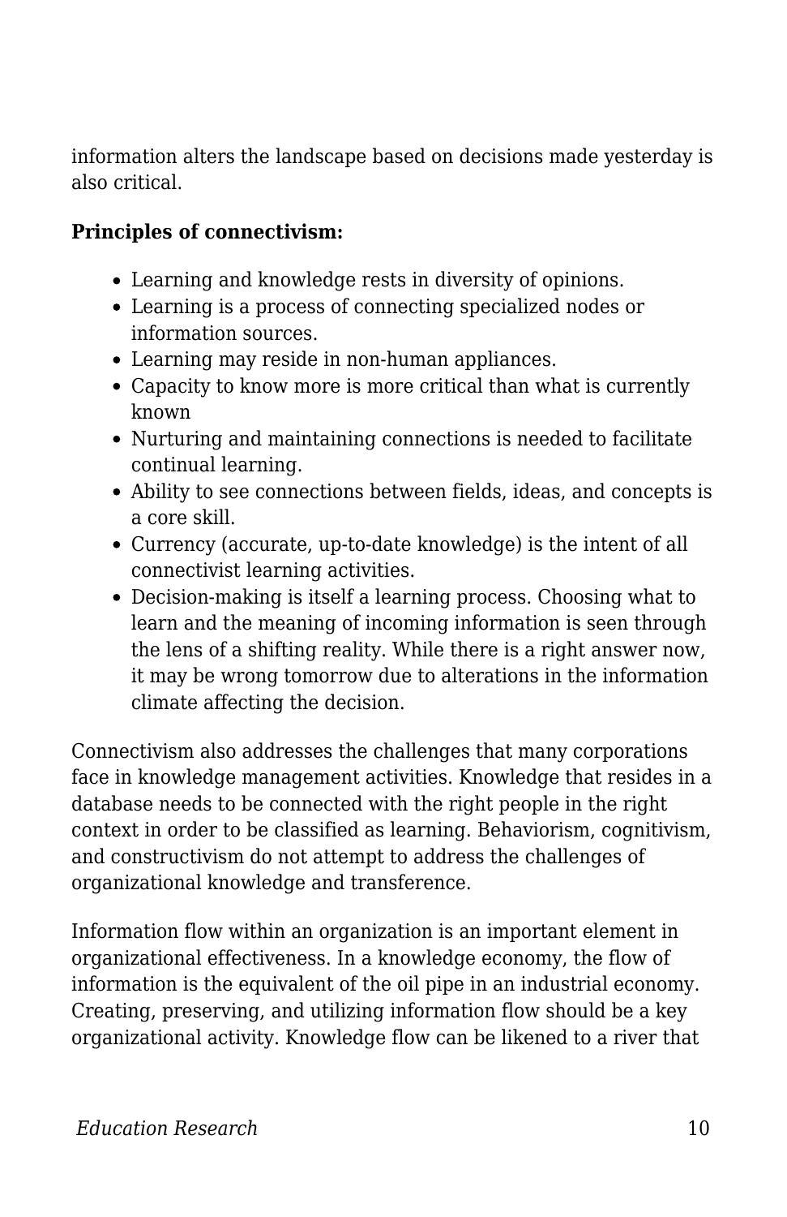information alters the landscape based on decisions made yesterday is also critical.

**Principles of connectivism:**

- Learning and knowledge rests in diversity of opinions.
- Learning is a process of connecting specialized nodes or information sources.
- Learning may reside in non-human appliances.
- Capacity to know more is more critical than what is currently known
- Nurturing and maintaining connections is needed to facilitate continual learning.
- Ability to see connections between fields, ideas, and concepts is a core skill.
- Currency (accurate, up-to-date knowledge) is the intent of all connectivist learning activities.
- Decision-making is itself a learning process. Choosing what to learn and the meaning of incoming information is seen through the lens of a shifting reality. While there is a right answer now, it may be wrong tomorrow due to alterations in the information climate affecting the decision.

Connectivism also addresses the challenges that many corporations face in knowledge management activities. Knowledge that resides in a database needs to be connected with the right people in the right context in order to be classified as learning. Behaviorism, cognitivism, and constructivism do not attempt to address the challenges of organizational knowledge and transference.

Information flow within an organization is an important element in organizational effectiveness. In a knowledge economy, the flow of information is the equivalent of the oil pipe in an industrial economy. Creating, preserving, and utilizing information flow should be a key organizational activity. Knowledge flow can be likened to a river that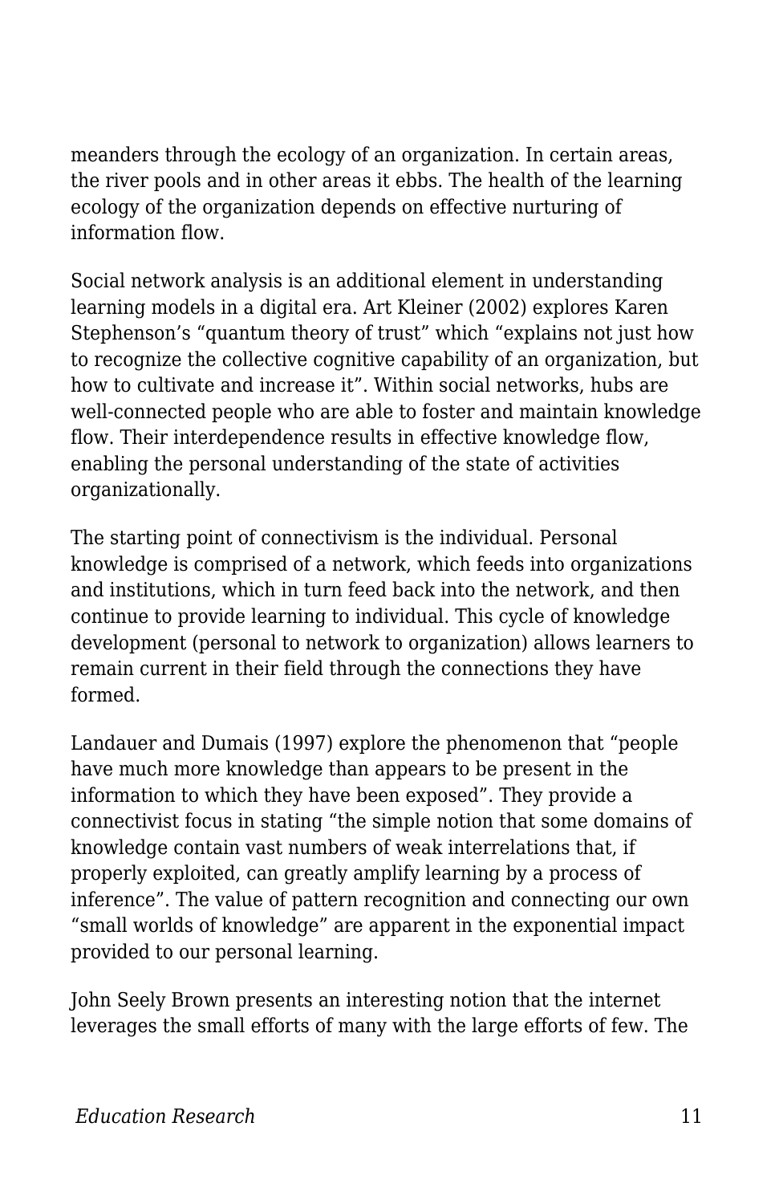meanders through the ecology of an organization. In certain areas, the river pools and in other areas it ebbs. The health of the learning ecology of the organization depends on effective nurturing of information flow.

Social network analysis is an additional element in understanding learning models in a digital era. Art Kleiner (2002) explores Karen Stephenson's "quantum theory of trust" which "explains not just how to recognize the collective cognitive capability of an organization, but how to cultivate and increase it". Within social networks, hubs are well-connected people who are able to foster and maintain knowledge flow. Their interdependence results in effective knowledge flow, enabling the personal understanding of the state of activities organizationally.

The starting point of connectivism is the individual. Personal knowledge is comprised of a network, which feeds into organizations and institutions, which in turn feed back into the network, and then continue to provide learning to individual. This cycle of knowledge development (personal to network to organization) allows learners to remain current in their field through the connections they have formed.

Landauer and Dumais (1997) explore the phenomenon that "people have much more knowledge than appears to be present in the information to which they have been exposed". They provide a connectivist focus in stating "the simple notion that some domains of knowledge contain vast numbers of weak interrelations that, if properly exploited, can greatly amplify learning by a process of inference". The value of pattern recognition and connecting our own "small worlds of knowledge" are apparent in the exponential impact provided to our personal learning.

John Seely Brown presents an interesting notion that the internet leverages the small efforts of many with the large efforts of few. The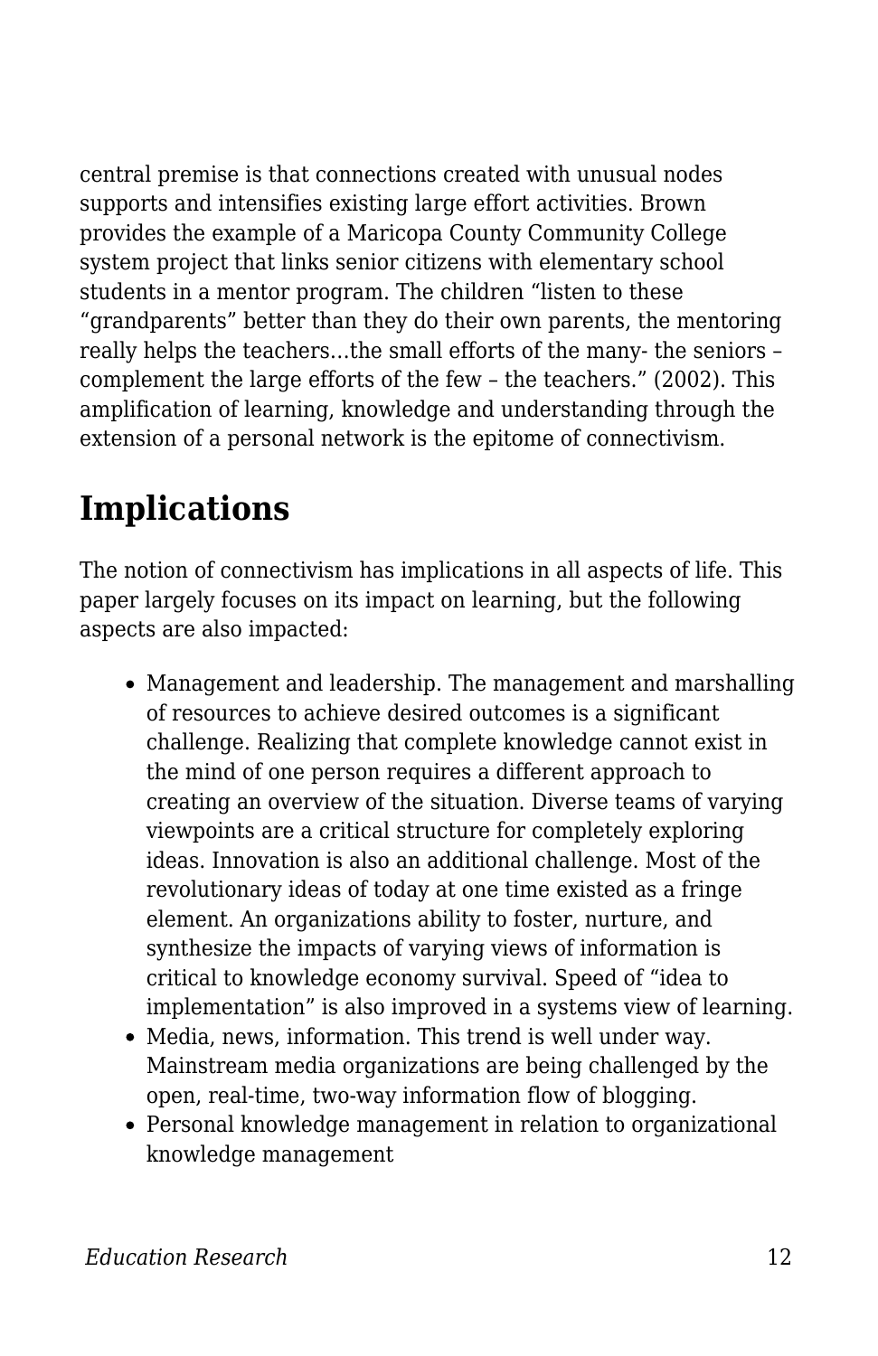central premise is that connections created with unusual nodes supports and intensifies existing large effort activities. Brown provides the example of a Maricopa County Community College system project that links senior citizens with elementary school students in a mentor program. The children "listen to these "grandparents" better than they do their own parents, the mentoring really helps the teachers…the small efforts of the many- the seniors – complement the large efforts of the few – the teachers." (2002). This amplification of learning, knowledge and understanding through the extension of a personal network is the epitome of connectivism.

## Implications

The notion of connectivism has implications in all aspects of life. This paper largely focuses on its impact on learning, but the following aspects are also impacted:

- Management and leadership. The management and marshalling of resources to achieve desired outcomes is a significant challenge. Realizing that complete knowledge cannot exist in the mind of one person requires a different approach to creating an overview of the situation. Diverse teams of varying viewpoints are a critical structure for completely exploring ideas. Innovation is also an additional challenge. Most of the revolutionary ideas of today at one time existed as a fringe element. An organizations ability to foster, nurture, and synthesize the impacts of varying views of information is critical to knowledge economy survival. Speed of "idea to implementation" is also improved in a systems view of learning.
- Media, news, information. This trend is well under way. Mainstream media organizations are being challenged by the open, real-time, two-way information flow of blogging.
- Personal knowledge management in relation to organizational knowledge management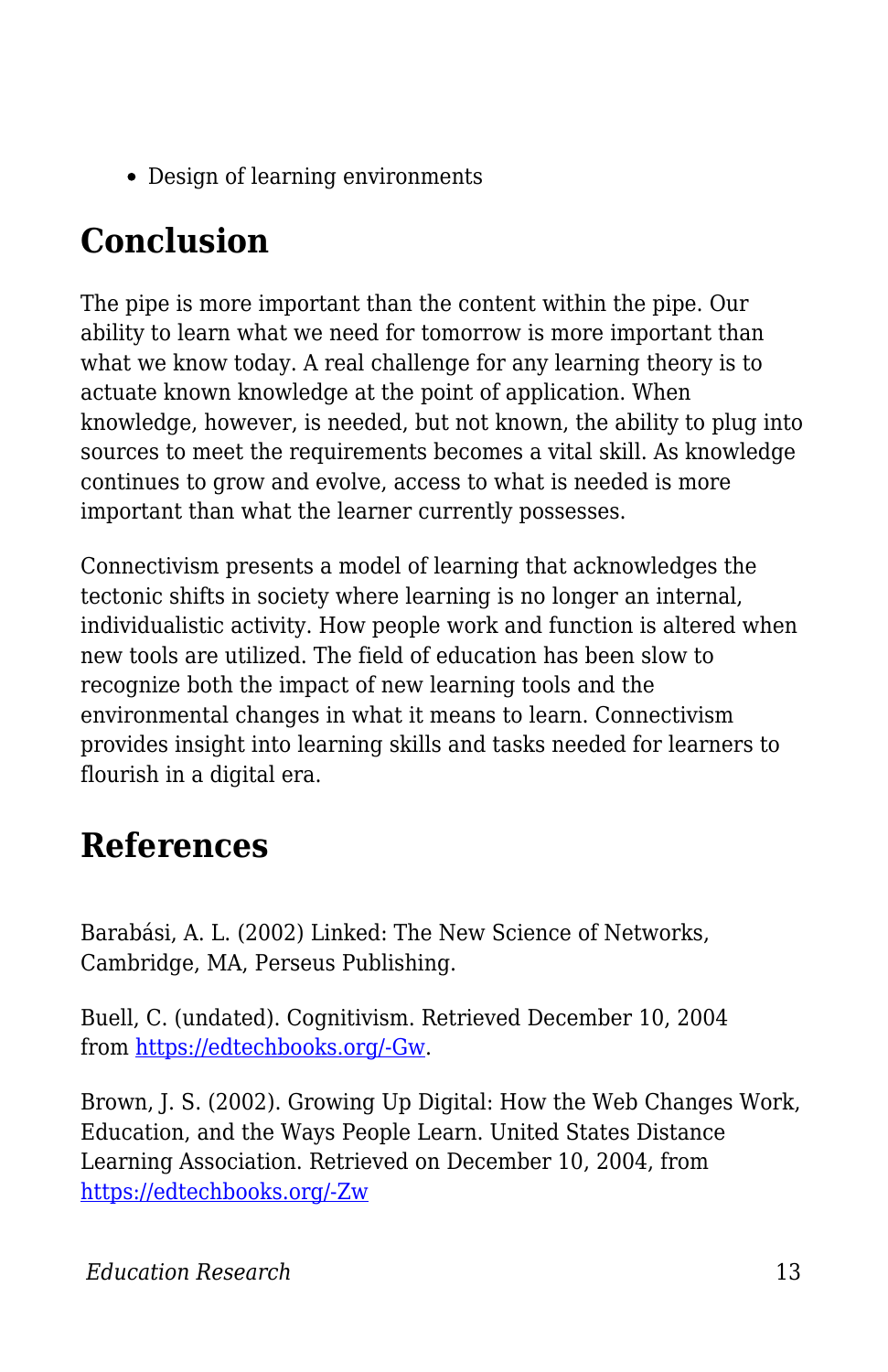- Design of learning environments

## Conclusion

The pipe is more important than the content within the pipe. Our ability to learn what we need for tomorrow is more important than what we know today. A real challenge for any learning theory is to actuate known knowledge at the point of application. When knowledge, however, is needed, but not known, the ability to plug into sources to meet the requirements becomes a vital skill. As knowledge continues to grow and evolve, access to what is needed is more important than what the learner currently possesses.

Connectivism presents a model of learning that acknowledges the tectonic shifts in society where learning is no longer an internal, individualistic activity. How people work and function is altered when new tools are utilized. The field of education has been slow to recognize both the impact of new learning tools and the environmental changes in what it means to learn. Connectivism provides insight into learning skills and tasks needed for learners to flourish in a digital era.

## References

Barabási, A. L. (2002) Linked: The New Science of Networks, Cambridge, MA, Perseus Publishing.

Buell, C. (undated). Cognitivism. Retrieved December 10, 2004 from [https://edtechbooks.org/-Gw](https://edtechbooks.org/-Gw).

Brown, J. S. (2002). Growing Up Digital: How the Web Changes Work, Education, and the Ways People Learn. United States Distance Learning Association. Retrieved on December 10, 2004, from [https://edtechbooks.org/-Zw](https://edtechbooks.org/-Zw)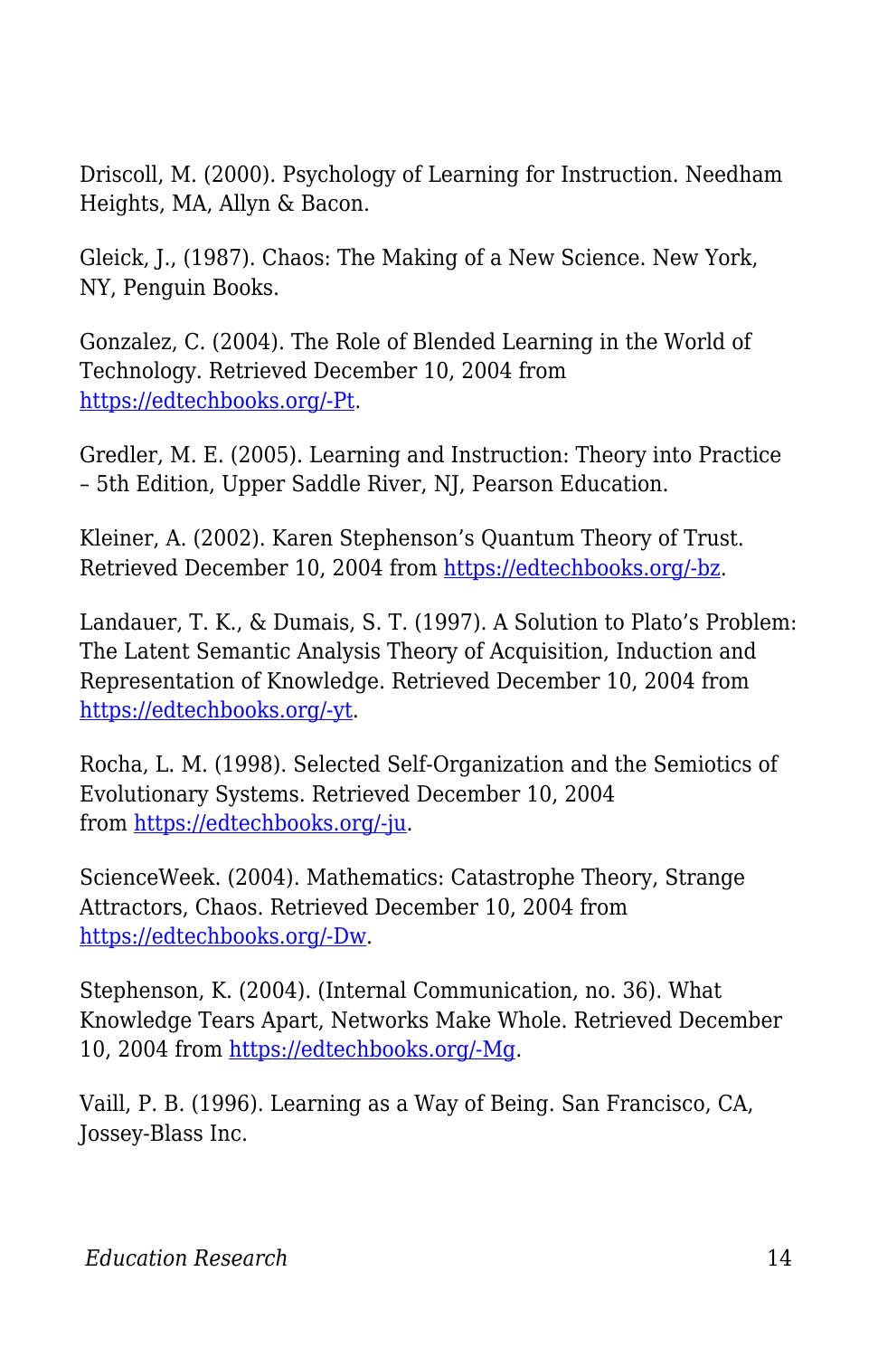Driscoll, M. (2000). Psychology of Learning for Instruction. Needham Heights, MA, Allyn & Bacon.

Gleick, J., (1987). Chaos: The Making of a New Science. New York, NY, Penguin Books.

Gonzalez, C. (2004). The Role of Blended Learning in the World of Technology. Retrieved December 10, 2004 from [https://edtechbooks.org/-Pt](https://edtechbooks.org/-Pt).

Gredler, M. E. (2005). Learning and Instruction: Theory into Practice – 5th Edition, Upper Saddle River, NJ, Pearson Education.

Kleiner, A. (2002). Karen Stephenson's Quantum Theory of Trust. Retrieved December 10, 2004 from [https://edtechbooks.org/-bz](https://edtechbooks.org/-bz).

Landauer, T. K., & Dumais, S. T. (1997). A Solution to Plato's Problem: The Latent Semantic Analysis Theory of Acquisition, Induction and Representation of Knowledge. Retrieved December 10, 2004 from [https://edtechbooks.org/-yt](https://edtechbooks.org/-yt).

Rocha, L. M. (1998). Selected Self-Organization and the Semiotics of Evolutionary Systems. Retrieved December 10, 2004 from [https://edtechbooks.org/-ju](https://edtechbooks.org/-ju).

ScienceWeek. (2004). Mathematics: Catastrophe Theory, Strange Attractors, Chaos. Retrieved December 10, 2004 from [https://edtechbooks.org/-Dw](https://edtechbooks.org/-Dw).

Stephenson, K. (2004). (Internal Communication, no. 36). What Knowledge Tears Apart, Networks Make Whole. Retrieved December 10, 2004 from [https://edtechbooks.org/-Mg](https://edtechbooks.org/-Mg).

Vaill, P. B. (1996). Learning as a Way of Being. San Francisco, CA, Jossey-Blass Inc.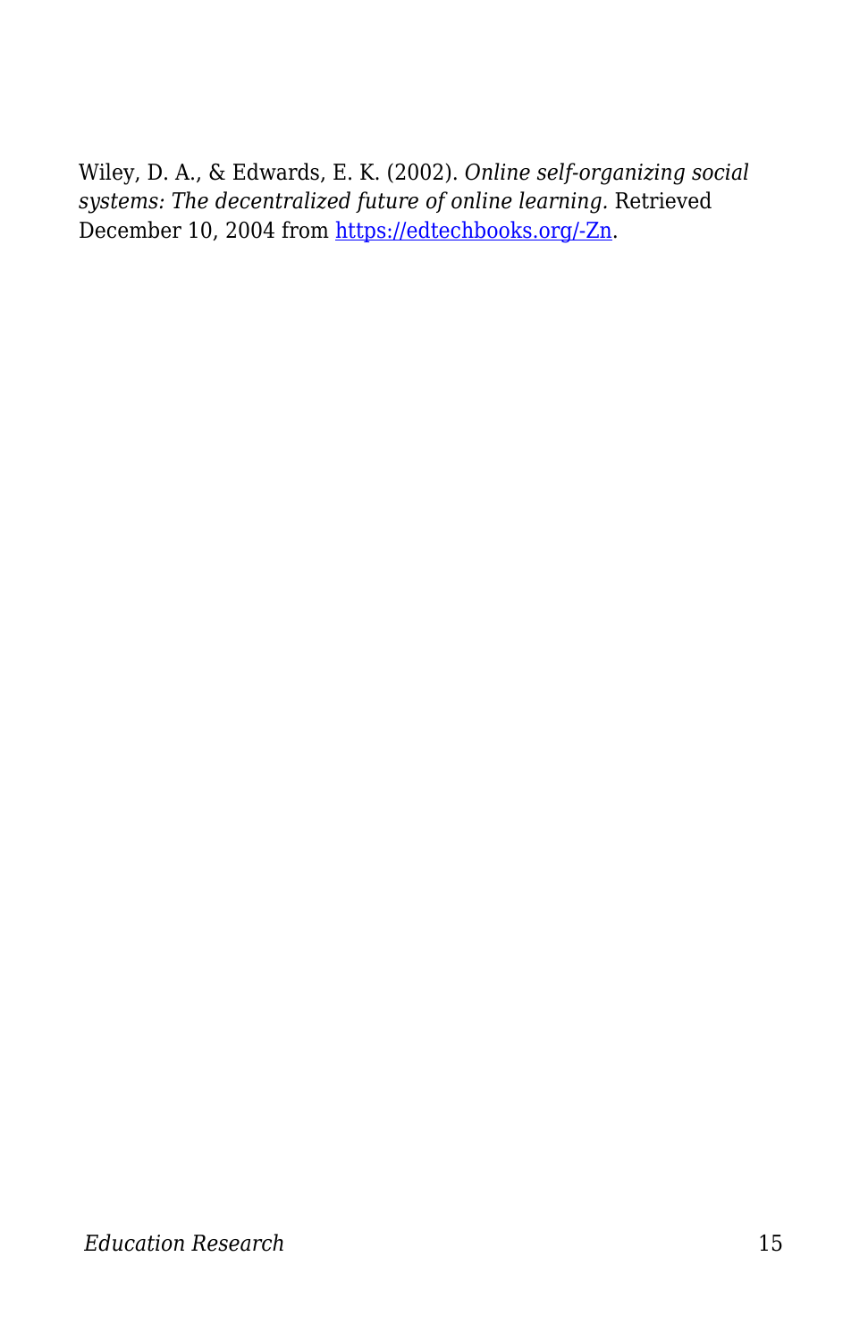Wiley, D. A., & Edwards, E. K. (2002). *Online self-organizing social systems: The decentralized future of online learning.* Retrieved December 10, 2004 from [https://edtechbooks.org/-Zn](https://edtechbooks.org/-Zn).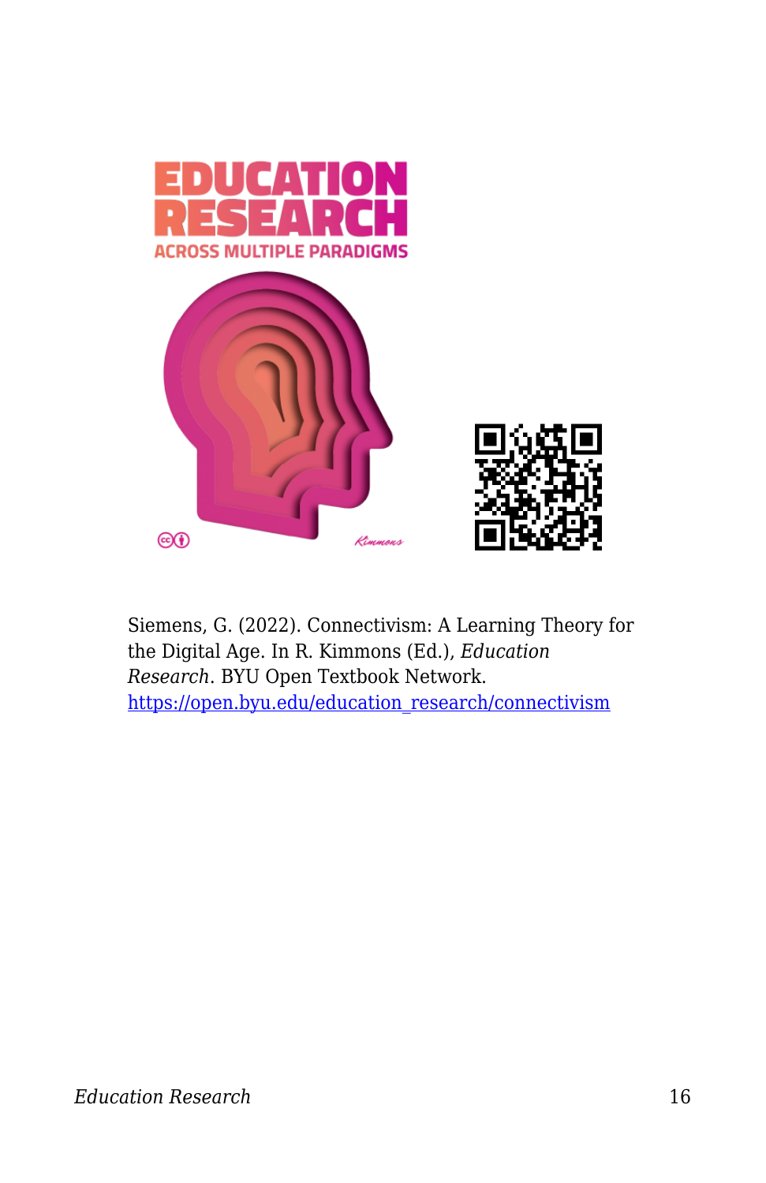Siemens, G. (2022). Connectivism: A Learning Theory for the Digital Age. In R. Kimmons (Ed.), *Education Research*. BYU Open Textbook Network. https://open.byu.edu/education_research/connectivism